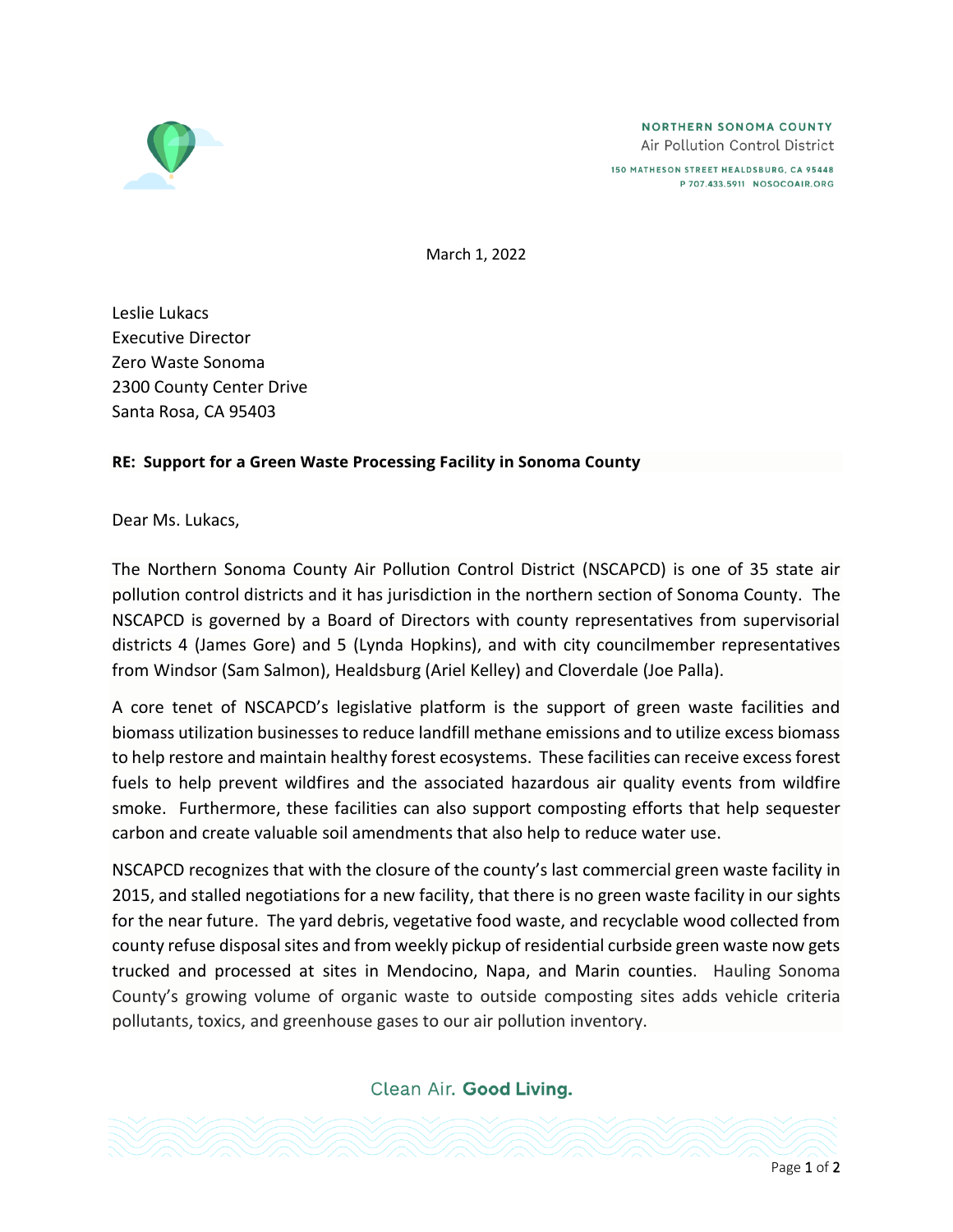**NORTHERN SONOMA COUNTY**
Air Pollution Control District

150 MATHESON STREET HEALDSBURG, CA 95448
P 707.433.5911 NOSOCOAIR.ORG

March 1, 2022

Leslie Lukacs
Executive Director
Zero Waste Sonoma
2300 County Center Drive
Santa Rosa, CA 95403

**RE: Support for a Green Waste Processing Facility in Sonoma County**

Dear Ms. Lukacs,

The Northern Sonoma County Air Pollution Control District (NSCAPCD) is one of 35 state air pollution control districts and it has jurisdiction in the northern section of Sonoma County. The NSCAPCD is governed by a Board of Directors with county representatives from supervisorial districts 4 (James Gore) and 5 (Lynda Hopkins), and with city councilmember representatives from Windsor (Sam Salmon), Healdsburg (Ariel Kelley) and Cloverdale (Joe Palla).

A core tenet of NSCAPCD's legislative platform is the support of green waste facilities and biomass utilization businesses to reduce landfill methane emissions and to utilize excess biomass to help restore and maintain healthy forest ecosystems. These facilities can receive excess forest fuels to help prevent wildfires and the associated hazardous air quality events from wildfire smoke. Furthermore, these facilities can also support composting efforts that help sequester carbon and create valuable soil amendments that also help to reduce water use.

NSCAPCD recognizes that with the closure of the county's last commercial green waste facility in 2015, and stalled negotiations for a new facility, that there is no green waste facility in our sights for the near future. The yard debris, vegetative food waste, and recyclable wood collected from county refuse disposal sites and from weekly pickup of residential curbside green waste now gets trucked and processed at sites in Mendocino, Napa, and Marin counties. Hauling Sonoma County's growing volume of organic waste to outside composting sites adds vehicle criteria pollutants, toxics, and greenhouse gases to our air pollution inventory.

Clean Air. **Good Living.**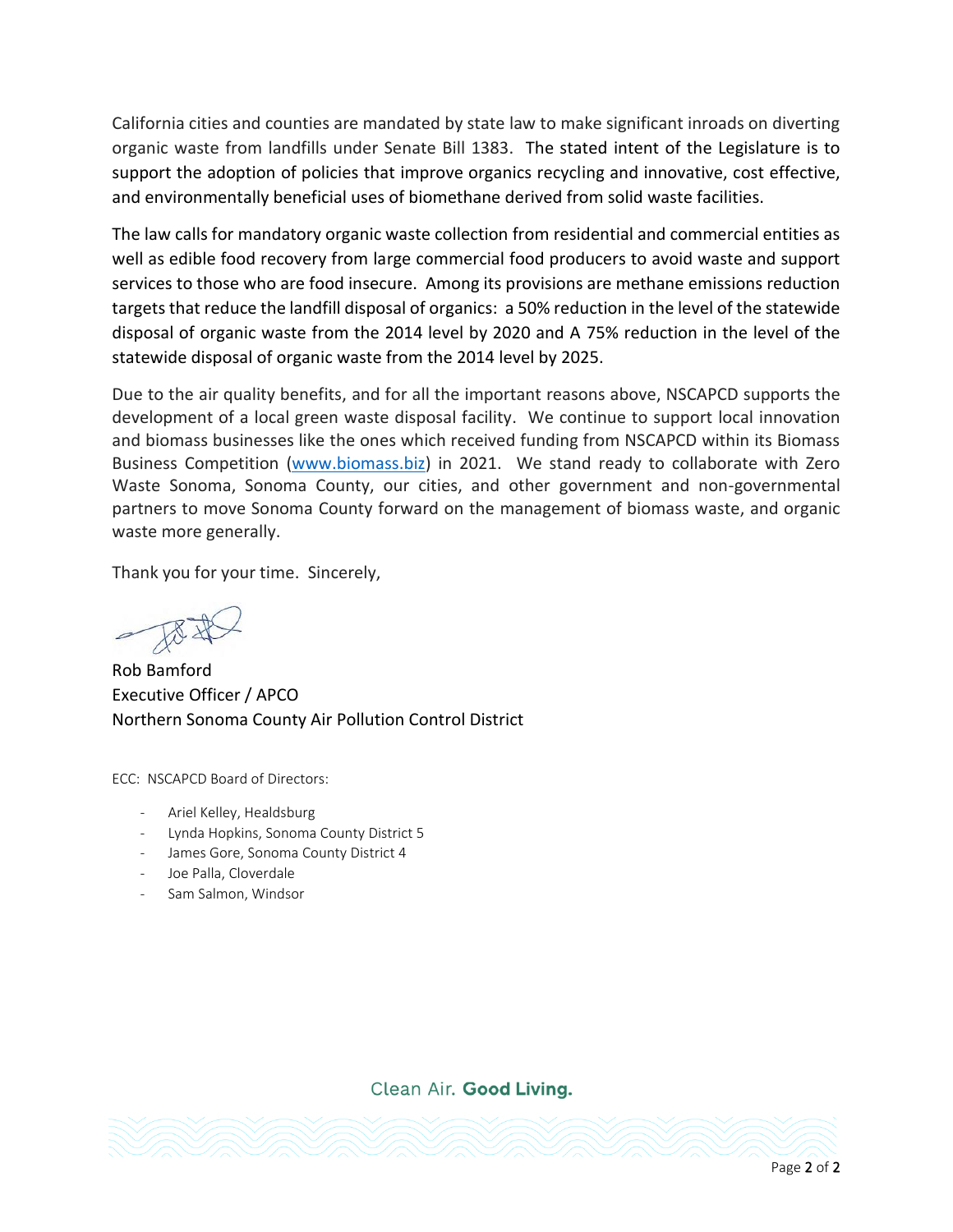California cities and counties are mandated by state law to make significant inroads on diverting organic waste from landfills under Senate Bill 1383. The stated intent of the Legislature is to support the adoption of policies that improve organics recycling and innovative, cost effective, and environmentally beneficial uses of biomethane derived from solid waste facilities.

The law calls for mandatory organic waste collection from residential and commercial entities as well as edible food recovery from large commercial food producers to avoid waste and support services to those who are food insecure. Among its provisions are methane emissions reduction targets that reduce the landfill disposal of organics: a 50% reduction in the level of the statewide disposal of organic waste from the 2014 level by 2020 and A 75% reduction in the level of the statewide disposal of organic waste from the 2014 level by 2025.

Due to the air quality benefits, and for all the important reasons above, NSCAPCD supports the development of a local green waste disposal facility. We continue to support local innovation and biomass businesses like the ones which received funding from NSCAPCD within its Biomass Business Competition (www.biomass.biz) in 2021. We stand ready to collaborate with Zero Waste Sonoma, Sonoma County, our cities, and other government and non-governmental partners to move Sonoma County forward on the management of biomass waste, and organic waste more generally.

Thank you for your time. Sincerely,

Rob Bamford
Executive Officer / APCO
Northern Sonoma County Air Pollution Control District

ECC: NSCAPCD Board of Directors:

- Ariel Kelley, Healdsburg
- Lynda Hopkins, Sonoma County District 5
- James Gore, Sonoma County District 4
- Joe Palla, Cloverdale
- Sam Salmon, Windsor

Clean Air. **Good Living.**